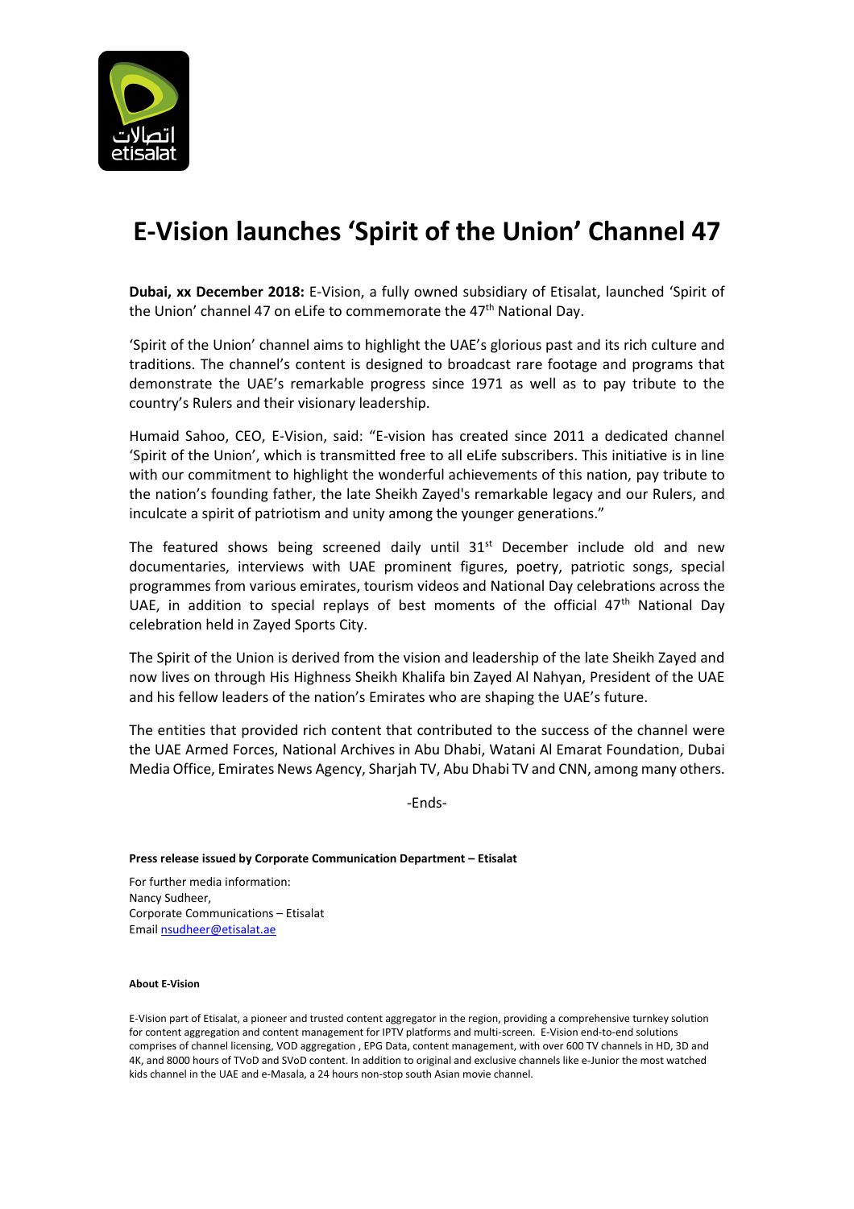# E-Vision launches 'Spirit of the Union' Channel 47

**Dubai, xx December 2018:** E-Vision, a fully owned subsidiary of Etisalat, launched 'Spirit of the Union' channel 47 on eLife to commemorate the 47th National Day.

'Spirit of the Union' channel aims to highlight the UAE's glorious past and its rich culture and traditions. The channel's content is designed to broadcast rare footage and programs that demonstrate the UAE's remarkable progress since 1971 as well as to pay tribute to the country's Rulers and their visionary leadership.

Humaid Sahoo, CEO, E-Vision, said: "E-vision has created since 2011 a dedicated channel 'Spirit of the Union', which is transmitted free to all eLife subscribers. This initiative is in line with our commitment to highlight the wonderful achievements of this nation, pay tribute to the nation's founding father, the late Sheikh Zayed's remarkable legacy and our Rulers, and inculcate a spirit of patriotism and unity among the younger generations."

The featured shows being screened daily until 31st December include old and new documentaries, interviews with UAE prominent figures, poetry, patriotic songs, special programmes from various emirates, tourism videos and National Day celebrations across the UAE, in addition to special replays of best moments of the official 47th National Day celebration held in Zayed Sports City.

The Spirit of the Union is derived from the vision and leadership of the late Sheikh Zayed and now lives on through His Highness Sheikh Khalifa bin Zayed Al Nahyan, President of the UAE and his fellow leaders of the nation's Emirates who are shaping the UAE's future.

The entities that provided rich content that contributed to the success of the channel were the UAE Armed Forces, National Archives in Abu Dhabi, Watani Al Emarat Foundation, Dubai Media Office, Emirates News Agency, Sharjah TV, Abu Dhabi TV and CNN, among many others.

-Ends-

**Press release issued by Corporate Communication Department – Etisalat**

For further media information:
Nancy Sudheer,
Corporate Communications – Etisalat
Email nsudheer@etisalat.ae

**About E-Vision**

E-Vision part of Etisalat, a pioneer and trusted content aggregator in the region, providing a comprehensive turnkey solution for content aggregation and content management for IPTV platforms and multi-screen. E-Vision end-to-end solutions comprises of channel licensing, VOD aggregation , EPG Data, content management, with over 600 TV channels in HD, 3D and 4K, and 8000 hours of TVoD and SVoD content. In addition to original and exclusive channels like e-Junior the most watched kids channel in the UAE and e-Masala, a 24 hours non-stop south Asian movie channel.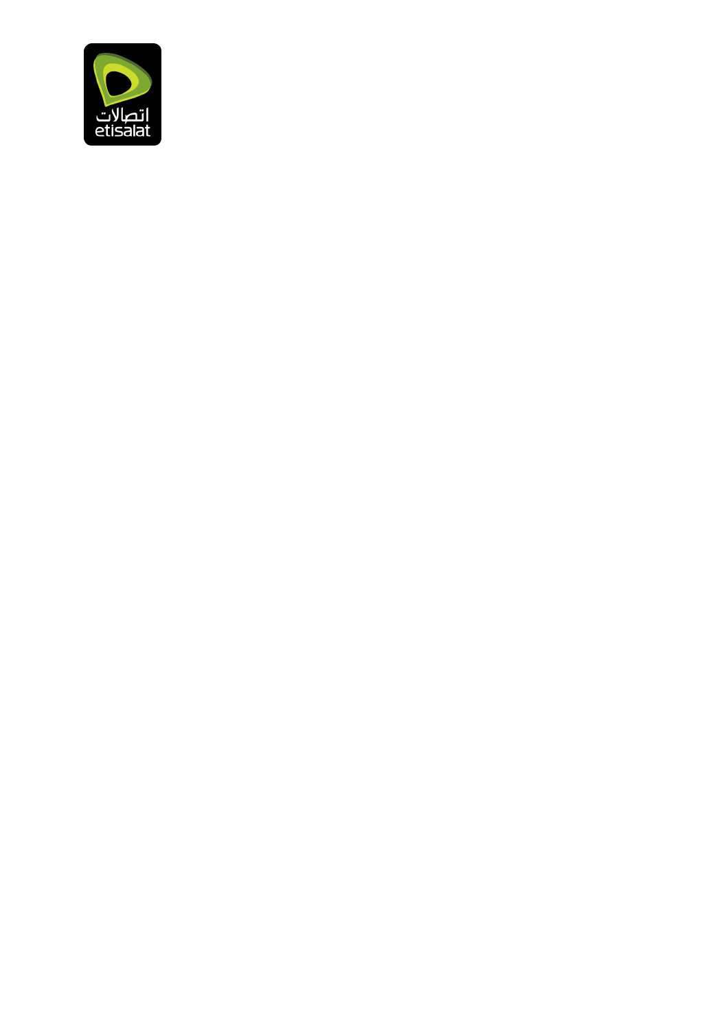اتصالات
etisalat